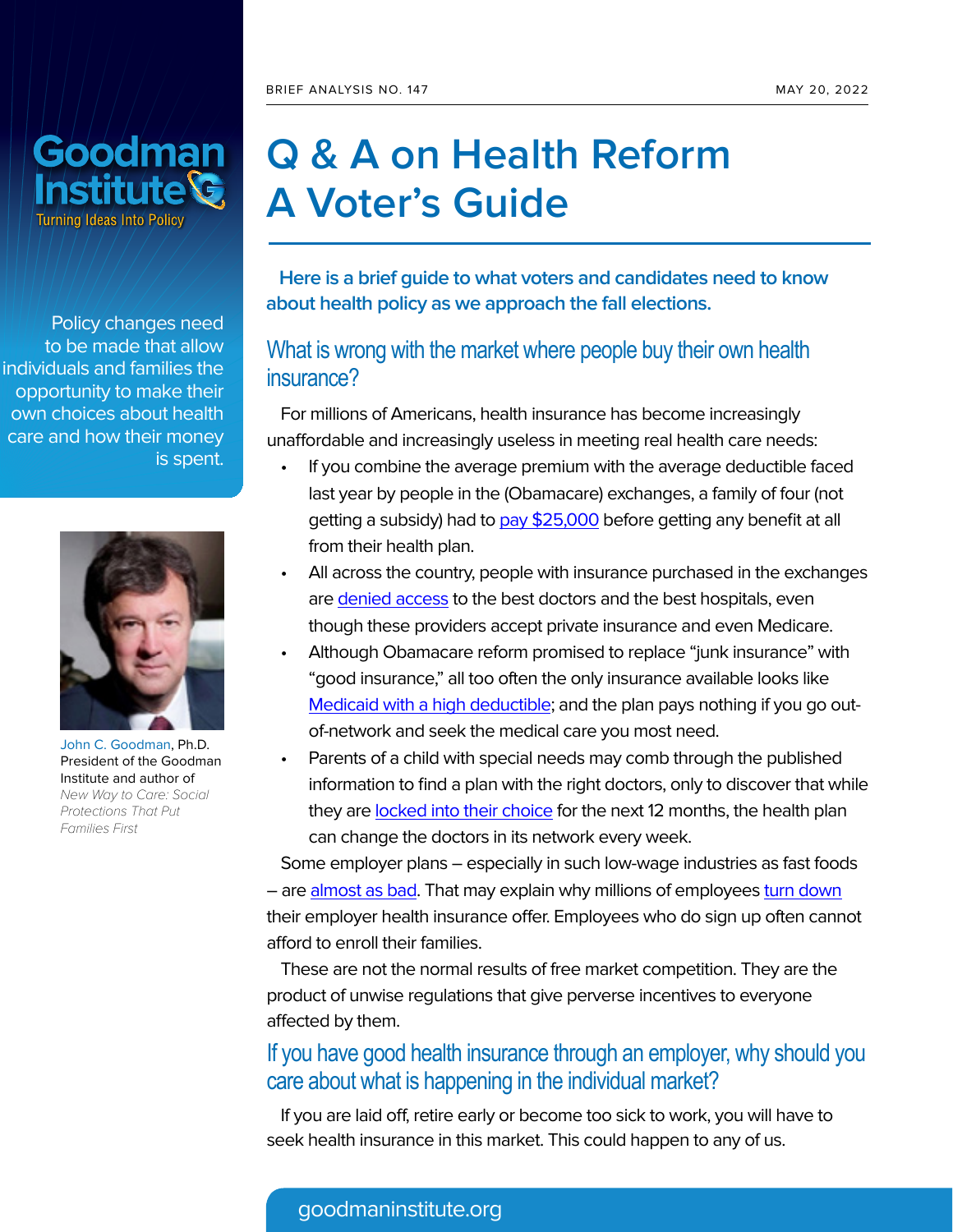BRIEF ANALYSIS NO. 147 MAY 20, 2022

# Q & A on Health Reform A Voter's Guide

Goodman Institute
Turning Ideas Into Policy

Policy changes need to be made that allow individuals and families the opportunity to make their own choices about health care and how their money is spent.

John C. Goodman, Ph.D. President of the Goodman Institute and author of *New Way to Care: Social Protections That Put Families First*

**Here is a brief guide to what voters and candidates need to know about health policy as we approach the fall elections.**

## What is wrong with the market where people buy their own health insurance?

For millions of Americans, health insurance has become increasingly unaffordable and increasingly useless in meeting real health care needs:

- If you combine the average premium with the average deductible faced last year by people in the (Obamacare) exchanges, a family of four (not getting a subsidy) had to pay $25,000 before getting any benefit at all from their health plan.
- All across the country, people with insurance purchased in the exchanges are denied access to the best doctors and the best hospitals, even though these providers accept private insurance and even Medicare.
- Although Obamacare reform promised to replace "junk insurance" with "good insurance," all too often the only insurance available looks like Medicaid with a high deductible; and the plan pays nothing if you go out-of-network and seek the medical care you most need.
- Parents of a child with special needs may comb through the published information to find a plan with the right doctors, only to discover that while they are locked into their choice for the next 12 months, the health plan can change the doctors in its network every week.

Some employer plans – especially in such low-wage industries as fast foods – are almost as bad. That may explain why millions of employees turn down their employer health insurance offer. Employees who do sign up often cannot afford to enroll their families.

These are not the normal results of free market competition. They are the product of unwise regulations that give perverse incentives to everyone affected by them.

## If you have good health insurance through an employer, why should you care about what is happening in the individual market?

If you are laid off, retire early or become too sick to work, you will have to seek health insurance in this market. This could happen to any of us.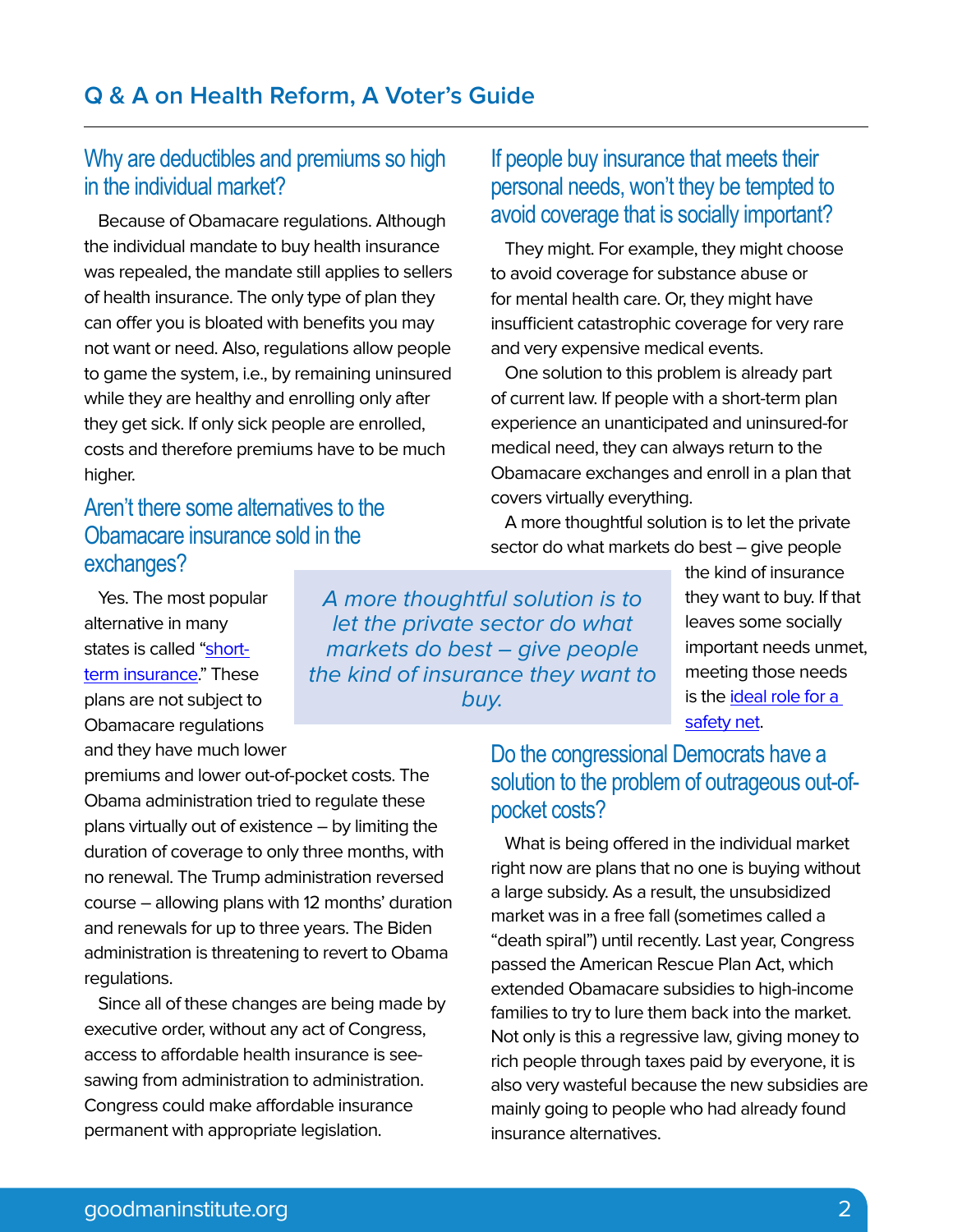## Why are deductibles and premiums so high in the individual market?

Because of Obamacare regulations. Although the individual mandate to buy health insurance was repealed, the mandate still applies to sellers of health insurance. The only type of plan they can offer you is bloated with benefits you may not want or need. Also, regulations allow people to game the system, i.e., by remaining uninsured while they are healthy and enrolling only after they get sick. If only sick people are enrolled, costs and therefore premiums have to be much higher.

## Aren't there some alternatives to the Obamacare insurance sold in the exchanges?

Yes. The most popular alternative in many states is called "short-term insurance." These plans are not subject to Obamacare regulations and they have much lower premiums and lower out-of-pocket costs. The Obama administration tried to regulate these plans virtually out of existence – by limiting the duration of coverage to only three months, with no renewal. The Trump administration reversed course – allowing plans with 12 months' duration and renewals for up to three years. The Biden administration is threatening to revert to Obama regulations.

Since all of these changes are being made by executive order, without any act of Congress, access to affordable health insurance is see-sawing from administration to administration. Congress could make affordable insurance permanent with appropriate legislation.

## If people buy insurance that meets their personal needs, won't they be tempted to avoid coverage that is socially important?

They might. For example, they might choose to avoid coverage for substance abuse or for mental health care. Or, they might have insufficient catastrophic coverage for very rare and very expensive medical events.

One solution to this problem is already part of current law. If people with a short-term plan experience an unanticipated and uninsured-for medical need, they can always return to the Obamacare exchanges and enroll in a plan that covers virtually everything.

A more thoughtful solution is to let the private sector do what markets do best – give people the kind of insurance they want to buy. If that leaves some socially important needs unmet, meeting those needs is the ideal role for a safety net.

> *A more thoughtful solution is to let the private sector do what markets do best – give people the kind of insurance they want to buy.*

## Do the congressional Democrats have a solution to the problem of outrageous out-of-pocket costs?

What is being offered in the individual market right now are plans that no one is buying without a large subsidy. As a result, the unsubsidized market was in a free fall (sometimes called a "death spiral") until recently. Last year, Congress passed the American Rescue Plan Act, which extended Obamacare subsidies to high-income families to try to lure them back into the market. Not only is this a regressive law, giving money to rich people through taxes paid by everyone, it is also very wasteful because the new subsidies are mainly going to people who had already found insurance alternatives.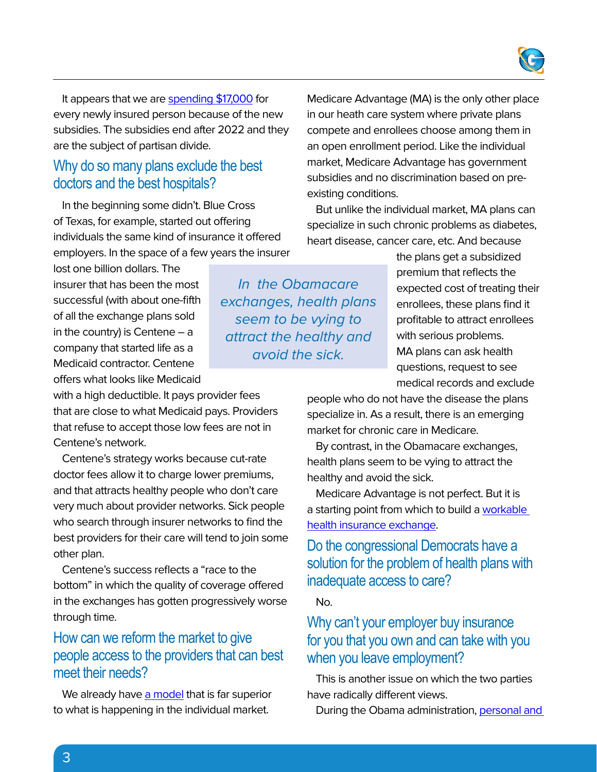It appears that we are spending $17,000 for every newly insured person because of the new subsidies. The subsidies end after 2022 and they are the subject of partisan divide.

## Why do so many plans exclude the best doctors and the best hospitals?

In the beginning some didn't. Blue Cross of Texas, for example, started out offering individuals the same kind of insurance it offered employers. In the space of a few years the insurer lost one billion dollars. The insurer that has been the most successful (with about one-fifth of all the exchange plans sold in the country) is Centene – a company that started life as a Medicaid contractor. Centene offers what looks like Medicaid with a high deductible. It pays provider fees that are close to what Medicaid pays. Providers that refuse to accept those low fees are not in Centene's network.

Centene's strategy works because cut-rate doctor fees allow it to charge lower premiums, and that attracts healthy people who don't care very much about provider networks. Sick people who search through insurer networks to find the best providers for their care will tend to join some other plan.

Centene's success reflects a "race to the bottom" in which the quality of coverage offered in the exchanges has gotten progressively worse through time.

> *In the Obamacare exchanges, health plans seem to be vying to attract the healthy and avoid the sick.*

## How can we reform the market to give people access to the providers that can best meet their needs?

We already have a model that is far superior to what is happening in the individual market.

Medicare Advantage (MA) is the only other place in our heath care system where private plans compete and enrollees choose among them in an open enrollment period. Like the individual market, Medicare Advantage has government subsidies and no discrimination based on pre-existing conditions.

But unlike the individual market, MA plans can specialize in such chronic problems as diabetes, heart disease, cancer care, etc. And because the plans get a subsidized premium that reflects the expected cost of treating their enrollees, these plans find it profitable to attract enrollees with serious problems. MA plans can ask health questions, request to see medical records and exclude people who do not have the disease the plans specialize in. As a result, there is an emerging market for chronic care in Medicare.

By contrast, in the Obamacare exchanges, health plans seem to be vying to attract the healthy and avoid the sick.

Medicare Advantage is not perfect. But it is a starting point from which to build a workable health insurance exchange.

## Do the congressional Democrats have a solution for the problem of health plans with inadequate access to care?

No.

## Why can't your employer buy insurance for you that you own and can take with you when you leave employment?

This is another issue on which the two parties have radically different views.

During the Obama administration, personal and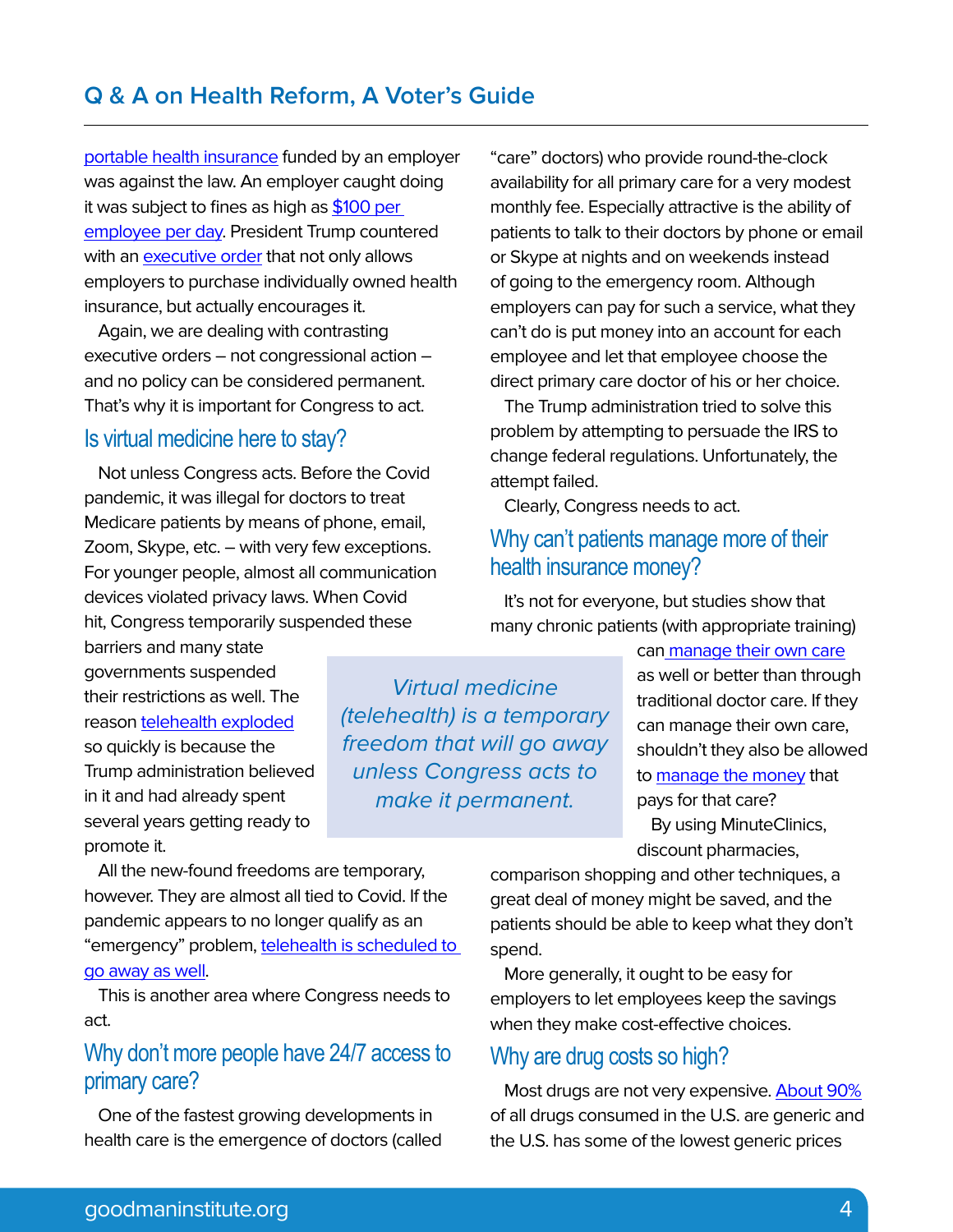portable health insurance funded by an employer was against the law. An employer caught doing it was subject to fines as high as $100 per employee per day. President Trump countered with an executive order that not only allows employers to purchase individually owned health insurance, but actually encourages it.

Again, we are dealing with contrasting executive orders – not congressional action – and no policy can be considered permanent. That's why it is important for Congress to act.

## Is virtual medicine here to stay?

Not unless Congress acts. Before the Covid pandemic, it was illegal for doctors to treat Medicare patients by means of phone, email, Zoom, Skype, etc. – with very few exceptions. For younger people, almost all communication devices violated privacy laws. When Covid hit, Congress temporarily suspended these barriers and many state governments suspended their restrictions as well. The reason telehealth exploded so quickly is because the Trump administration believed in it and had already spent several years getting ready to promote it.

> *Virtual medicine (telehealth) is a temporary freedom that will go away unless Congress acts to make it permanent.*

All the new-found freedoms are temporary, however. They are almost all tied to Covid. If the pandemic appears to no longer qualify as an "emergency" problem, telehealth is scheduled to go away as well.

This is another area where Congress needs to act.

## Why don't more people have 24/7 access to primary care?

One of the fastest growing developments in health care is the emergence of doctors (called "care" doctors) who provide round-the-clock availability for all primary care for a very modest monthly fee. Especially attractive is the ability of patients to talk to their doctors by phone or email or Skype at nights and on weekends instead of going to the emergency room. Although employers can pay for such a service, what they can't do is put money into an account for each employee and let that employee choose the direct primary care doctor of his or her choice.

The Trump administration tried to solve this problem by attempting to persuade the IRS to change federal regulations. Unfortunately, the attempt failed.

Clearly, Congress needs to act.

## Why can't patients manage more of their health insurance money?

It's not for everyone, but studies show that many chronic patients (with appropriate training) can manage their own care as well or better than through traditional doctor care. If they can manage their own care, shouldn't they also be allowed to manage the money that pays for that care?

By using MinuteClinics, discount pharmacies, comparison shopping and other techniques, a great deal of money might be saved, and the patients should be able to keep what they don't spend.

More generally, it ought to be easy for employers to let employees keep the savings when they make cost-effective choices.

## Why are drug costs so high?

Most drugs are not very expensive. About 90% of all drugs consumed in the U.S. are generic and the U.S. has some of the lowest generic prices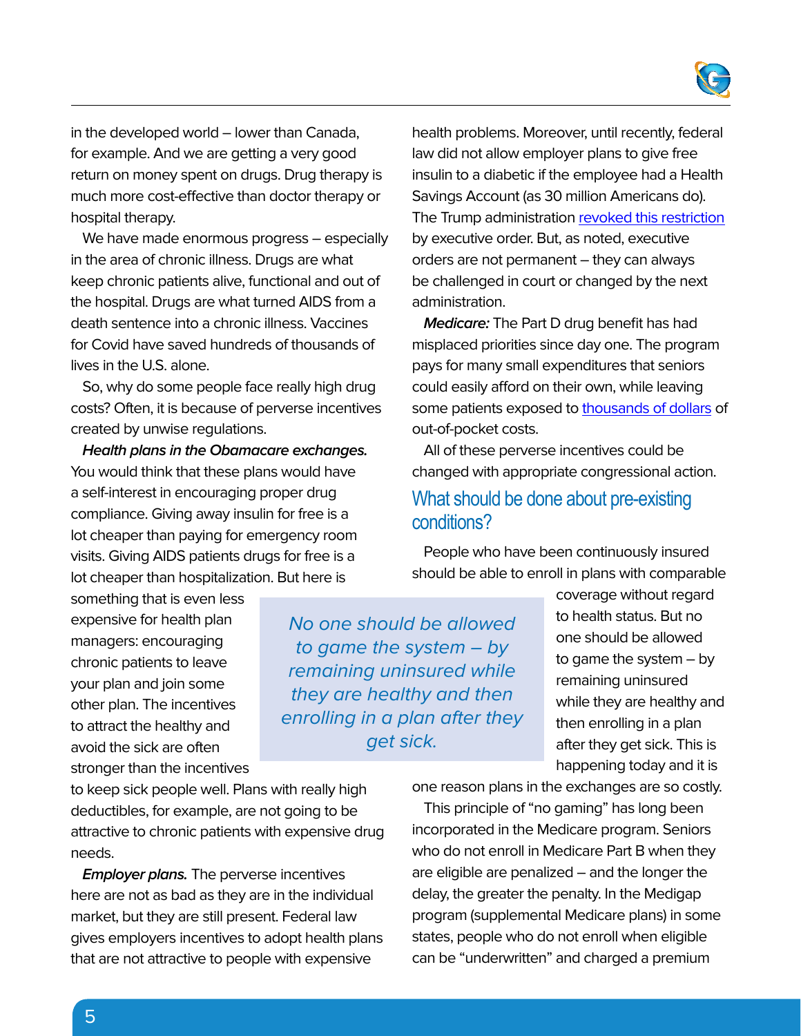in the developed world – lower than Canada, for example. And we are getting a very good return on money spent on drugs. Drug therapy is much more cost-effective than doctor therapy or hospital therapy.

We have made enormous progress – especially in the area of chronic illness. Drugs are what keep chronic patients alive, functional and out of the hospital. Drugs are what turned AIDS from a death sentence into a chronic illness. Vaccines for Covid have saved hundreds of thousands of lives in the U.S. alone.

So, why do some people face really high drug costs? Often, it is because of perverse incentives created by unwise regulations.

***Health plans in the Obamacare exchanges.*** You would think that these plans would have a self-interest in encouraging proper drug compliance. Giving away insulin for free is a lot cheaper than paying for emergency room visits. Giving AIDS patients drugs for free is a lot cheaper than hospitalization. But here is something that is even less expensive for health plan managers: encouraging chronic patients to leave your plan and join some other plan. The incentives to attract the healthy and avoid the sick are often stronger than the incentives to keep sick people well. Plans with really high deductibles, for example, are not going to be attractive to chronic patients with expensive drug needs.

***Employer plans.*** The perverse incentives here are not as bad as they are in the individual market, but they are still present. Federal law gives employers incentives to adopt health plans that are not attractive to people with expensive health problems. Moreover, until recently, federal law did not allow employer plans to give free insulin to a diabetic if the employee had a Health Savings Account (as 30 million Americans do). The Trump administration revoked this restriction by executive order. But, as noted, executive orders are not permanent – they can always be challenged in court or changed by the next administration.

***Medicare:*** The Part D drug benefit has had misplaced priorities since day one. The program pays for many small expenditures that seniors could easily afford on their own, while leaving some patients exposed to thousands of dollars of out-of-pocket costs.

All of these perverse incentives could be changed with appropriate congressional action.

## What should be done about pre-existing conditions?

People who have been continuously insured should be able to enroll in plans with comparable coverage without regard to health status. But no one should be allowed to game the system – by remaining uninsured while they are healthy and then enrolling in a plan after they get sick. This is happening today and it is one reason plans in the exchanges are so costly.

> *No one should be allowed to game the system – by remaining uninsured while they are healthy and then enrolling in a plan after they get sick.*

This principle of "no gaming" has long been incorporated in the Medicare program. Seniors who do not enroll in Medicare Part B when they are eligible are penalized – and the longer the delay, the greater the penalty. In the Medigap program (supplemental Medicare plans) in some states, people who do not enroll when eligible can be "underwritten" and charged a premium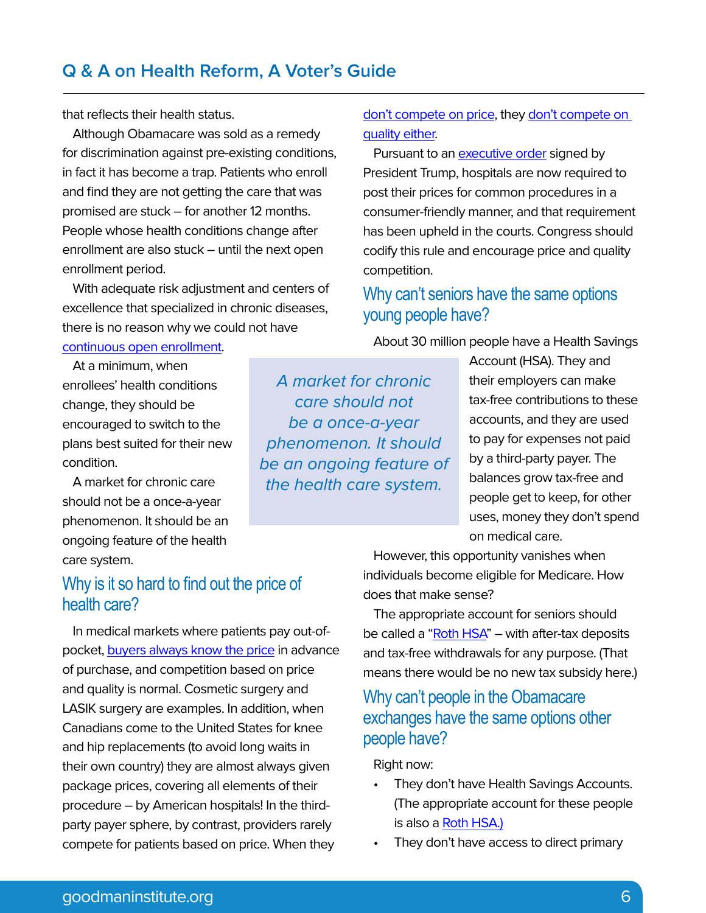that reflects their health status.

Although Obamacare was sold as a remedy for discrimination against pre-existing conditions, in fact it has become a trap. Patients who enroll and find they are not getting the care that was promised are stuck – for another 12 months. People whose health conditions change after enrollment are also stuck – until the next open enrollment period.

With adequate risk adjustment and centers of excellence that specialized in chronic diseases, there is no reason why we could not have continuous open enrollment.

At a minimum, when enrollees' health conditions change, they should be encouraged to switch to the plans best suited for their new condition.

A market for chronic care should not be a once-a-year phenomenon. It should be an ongoing feature of the health care system.

> *A market for chronic care should not be a once-a-year phenomenon. It should be an ongoing feature of the health care system.*

## Why is it so hard to find out the price of health care?

In medical markets where patients pay out-of-pocket, buyers always know the price in advance of purchase, and competition based on price and quality is normal. Cosmetic surgery and LASIK surgery are examples. In addition, when Canadians come to the United States for knee and hip replacements (to avoid long waits in their own country) they are almost always given package prices, covering all elements of their procedure – by American hospitals! In the third-party payer sphere, by contrast, providers rarely compete for patients based on price. When they don't compete on price, they don't compete on quality either.

Pursuant to an executive order signed by President Trump, hospitals are now required to post their prices for common procedures in a consumer-friendly manner, and that requirement has been upheld in the courts. Congress should codify this rule and encourage price and quality competition.

## Why can't seniors have the same options young people have?

About 30 million people have a Health Savings Account (HSA). They and their employers can make tax-free contributions to these accounts, and they are used to pay for expenses not paid by a third-party payer. The balances grow tax-free and people get to keep, for other uses, money they don't spend on medical care.

However, this opportunity vanishes when individuals become eligible for Medicare. How does that make sense?

The appropriate account for seniors should be called a "Roth HSA" – with after-tax deposits and tax-free withdrawals for any purpose. (That means there would be no new tax subsidy here.)

## Why can't people in the Obamacare exchanges have the same options other people have?

Right now:

- They don't have Health Savings Accounts. (The appropriate account for these people is also a Roth HSA.)
- They don't have access to direct primary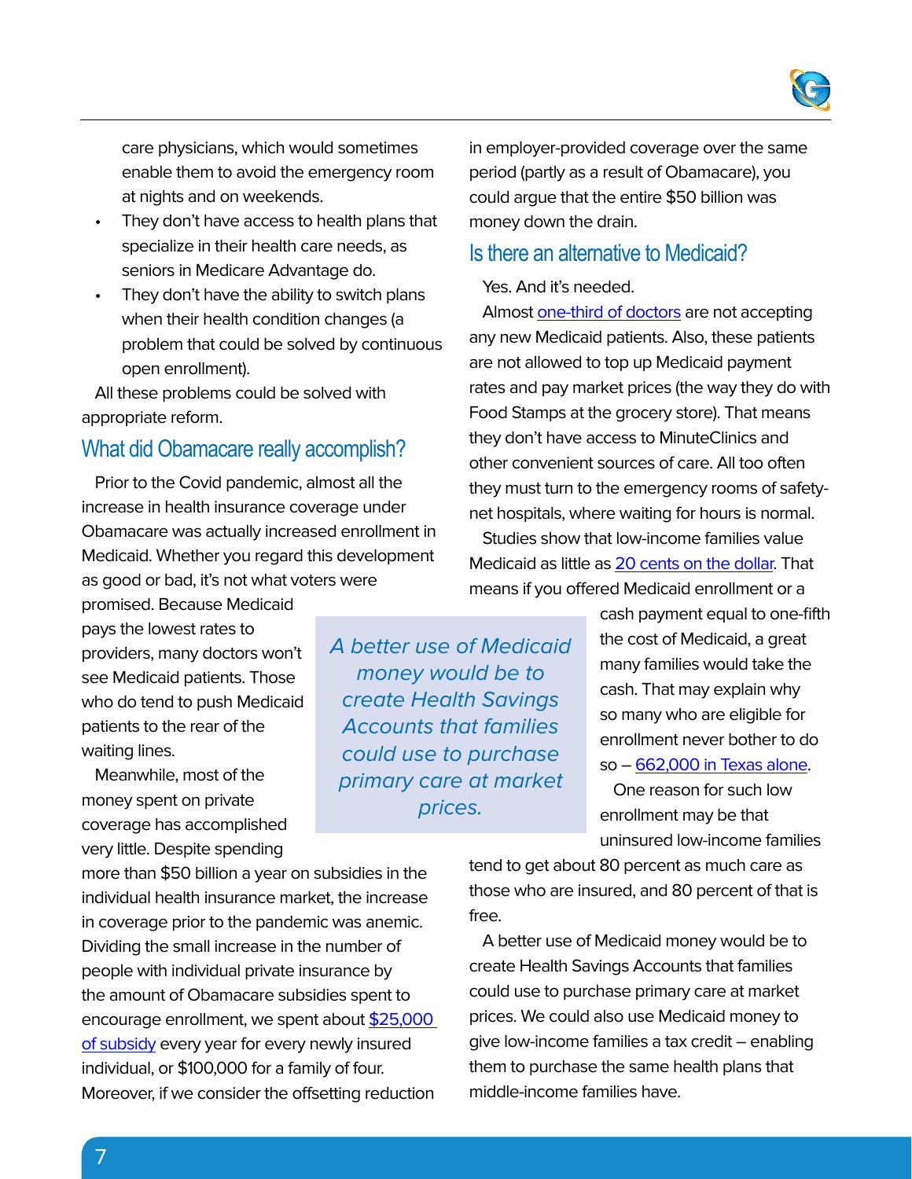care physicians, which would sometimes enable them to avoid the emergency room at nights and on weekends.

- They don't have access to health plans that specialize in their health care needs, as seniors in Medicare Advantage do.
- They don't have the ability to switch plans when their health condition changes (a problem that could be solved by continuous open enrollment).

All these problems could be solved with appropriate reform.

## What did Obamacare really accomplish?

Prior to the Covid pandemic, almost all the increase in health insurance coverage under Obamacare was actually increased enrollment in Medicaid. Whether you regard this development as good or bad, it's not what voters were promised. Because Medicaid pays the lowest rates to providers, many doctors won't see Medicaid patients. Those who do tend to push Medicaid patients to the rear of the waiting lines.

Meanwhile, most of the money spent on private coverage has accomplished very little. Despite spending more than $50 billion a year on subsidies in the individual health insurance market, the increase in coverage prior to the pandemic was anemic. Dividing the small increase in the number of people with individual private insurance by the amount of Obamacare subsidies spent to encourage enrollment, we spent about $25,000 of subsidy every year for every newly insured individual, or $100,000 for a family of four. Moreover, if we consider the offsetting reduction in employer-provided coverage over the same period (partly as a result of Obamacare), you could argue that the entire $50 billion was money down the drain.

> *A better use of Medicaid money would be to create Health Savings Accounts that families could use to purchase primary care at market prices.*

## Is there an alternative to Medicaid?

Yes. And it's needed.

Almost one-third of doctors are not accepting any new Medicaid patients. Also, these patients are not allowed to top up Medicaid payment rates and pay market prices (the way they do with Food Stamps at the grocery store). That means they don't have access to MinuteClinics and other convenient sources of care. All too often they must turn to the emergency rooms of safety-net hospitals, where waiting for hours is normal.

Studies show that low-income families value Medicaid as little as 20 cents on the dollar. That means if you offered Medicaid enrollment or a cash payment equal to one-fifth the cost of Medicaid, a great many families would take the cash. That may explain why so many who are eligible for enrollment never bother to do so – 662,000 in Texas alone.

One reason for such low enrollment may be that uninsured low-income families tend to get about 80 percent as much care as those who are insured, and 80 percent of that is free.

A better use of Medicaid money would be to create Health Savings Accounts that families could use to purchase primary care at market prices. We could also use Medicaid money to give low-income families a tax credit – enabling them to purchase the same health plans that middle-income families have.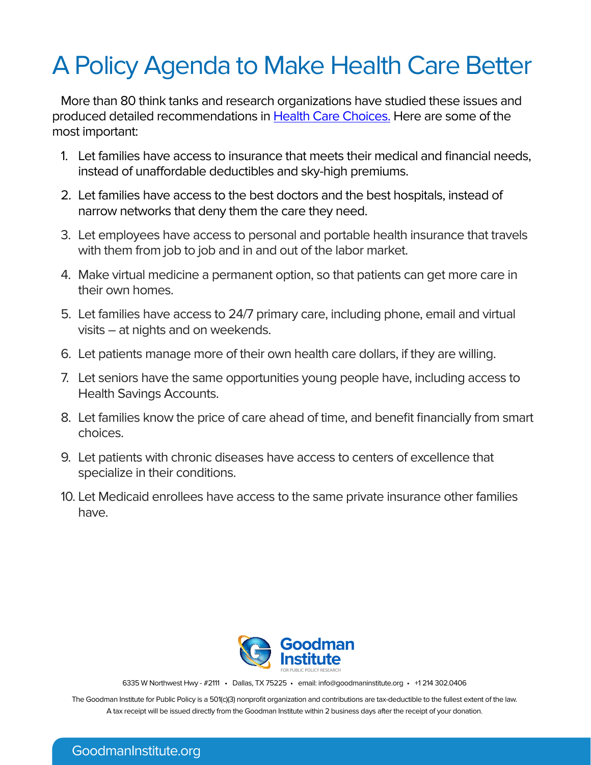# A Policy Agenda to Make Health Care Better

More than 80 think tanks and research organizations have studied these issues and produced detailed recommendations in Health Care Choices. Here are some of the most important:

1. Let families have access to insurance that meets their medical and financial needs, instead of unaffordable deductibles and sky-high premiums.
2. Let families have access to the best doctors and the best hospitals, instead of narrow networks that deny them the care they need.
3. Let employees have access to personal and portable health insurance that travels with them from job to job and in and out of the labor market.
4. Make virtual medicine a permanent option, so that patients can get more care in their own homes.
5. Let families have access to 24/7 primary care, including phone, email and virtual visits – at nights and on weekends.
6. Let patients manage more of their own health care dollars, if they are willing.
7. Let seniors have the same opportunities young people have, including access to Health Savings Accounts.
8. Let families know the price of care ahead of time, and benefit financially from smart choices.
9. Let patients with chronic diseases have access to centers of excellence that specialize in their conditions.
10. Let Medicaid enrollees have access to the same private insurance other families have.

Goodman Institute
FOR PUBLIC POLICY RESEARCH

6335 W Northwest Hwy - #2111 • Dallas, TX 75225 • email: info@goodmaninstitute.org • +1 214 302.0406

The Goodman Institute for Public Policy is a 501(c)(3) nonprofit organization and contributions are tax-deductible to the fullest extent of the law. A tax receipt will be issued directly from the Goodman Institute within 2 business days after the receipt of your donation.

GoodmanInstitute.org